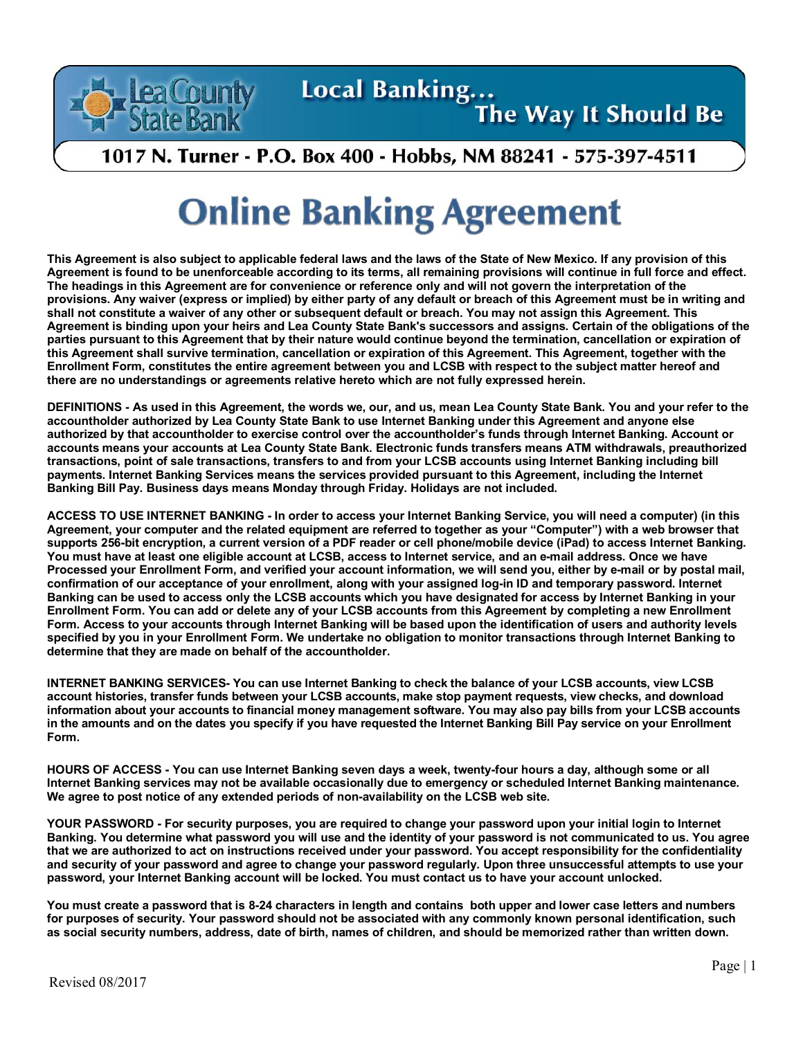**Lea County State Bank**

**Local Banking... The Way It Should Be**

**1017 N. Turner - P.O. Box 400 - Hobbs, NM 88241 - 575-397-4511**

# Online Banking Agreement

**This Agreement is also subject to applicable federal laws and the laws of the State of New Mexico. If any provision of this Agreement is found to be unenforceable according to its terms, all remaining provisions will continue in full force and effect. The headings in this Agreement are for convenience or reference only and will not govern the interpretation of the provisions. Any waiver (express or implied) by either party of any default or breach of this Agreement must be in writing and shall not constitute a waiver of any other or subsequent default or breach. You may not assign this Agreement. This Agreement is binding upon your heirs and Lea County State Bank's successors and assigns. Certain of the obligations of the parties pursuant to this Agreement that by their nature would continue beyond the termination, cancellation or expiration of this Agreement shall survive termination, cancellation or expiration of this Agreement. This Agreement, together with the Enrollment Form, constitutes the entire agreement between you and LCSB with respect to the subject matter hereof and there are no understandings or agreements relative hereto which are not fully expressed herein.**

**DEFINITIONS - As used in this Agreement, the words we, our, and us, mean Lea County State Bank. You and your refer to the accountholder authorized by Lea County State Bank to use Internet Banking under this Agreement and anyone else authorized by that accountholder to exercise control over the accountholder's funds through Internet Banking. Account or accounts means your accounts at Lea County State Bank. Electronic funds transfers means ATM withdrawals, preauthorized transactions, point of sale transactions, transfers to and from your LCSB accounts using Internet Banking including bill payments. Internet Banking Services means the services provided pursuant to this Agreement, including the Internet Banking Bill Pay. Business days means Monday through Friday. Holidays are not included.**

**ACCESS TO USE INTERNET BANKING - In order to access your Internet Banking Service, you will need a computer) (in this Agreement, your computer and the related equipment are referred to together as your "Computer") with a web browser that supports 256-bit encryption, a current version of a PDF reader or cell phone/mobile device (iPad) to access Internet Banking. You must have at least one eligible account at LCSB, access to Internet service, and an e-mail address. Once we have Processed your Enrollment Form, and verified your account information, we will send you, either by e-mail or by postal mail, confirmation of our acceptance of your enrollment, along with your assigned log-in ID and temporary password. Internet Banking can be used to access only the LCSB accounts which you have designated for access by Internet Banking in your Enrollment Form. You can add or delete any of your LCSB accounts from this Agreement by completing a new Enrollment Form. Access to your accounts through Internet Banking will be based upon the identification of users and authority levels specified by you in your Enrollment Form. We undertake no obligation to monitor transactions through Internet Banking to determine that they are made on behalf of the accountholder.**

**INTERNET BANKING SERVICES- You can use Internet Banking to check the balance of your LCSB accounts, view LCSB account histories, transfer funds between your LCSB accounts, make stop payment requests, view checks, and download information about your accounts to financial money management software. You may also pay bills from your LCSB accounts in the amounts and on the dates you specify if you have requested the Internet Banking Bill Pay service on your Enrollment Form.**

**HOURS OF ACCESS - You can use Internet Banking seven days a week, twenty-four hours a day, although some or all Internet Banking services may not be available occasionally due to emergency or scheduled Internet Banking maintenance. We agree to post notice of any extended periods of non-availability on the LCSB web site.**

**YOUR PASSWORD - For security purposes, you are required to change your password upon your initial login to Internet Banking. You determine what password you will use and the identity of your password is not communicated to us. You agree that we are authorized to act on instructions received under your password. You accept responsibility for the confidentiality and security of your password and agree to change your password regularly. Upon three unsuccessful attempts to use your password, your Internet Banking account will be locked. You must contact us to have your account unlocked.**

**You must create a password that is 8-24 characters in length and contains both upper and lower case letters and numbers for purposes of security. Your password should not be associated with any commonly known personal identification, such as social security numbers, address, date of birth, names of children, and should be memorized rather than written down.**

Revised 08/2017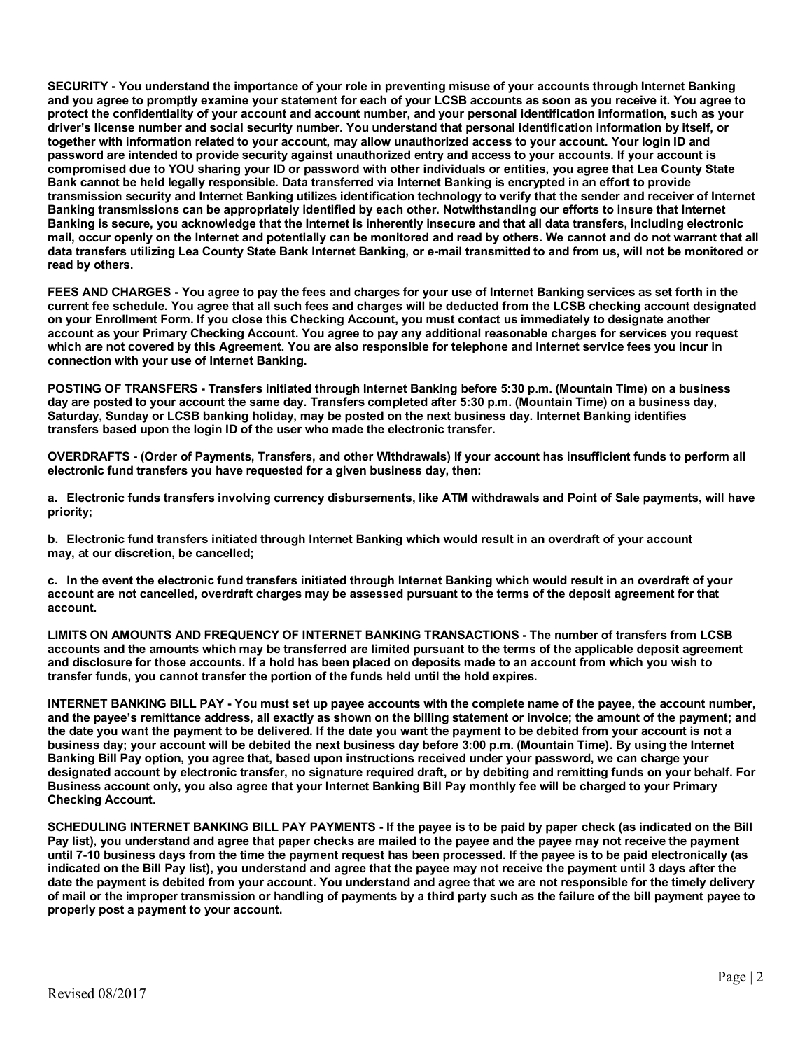**SECURITY - You understand the importance of your role in preventing misuse of your accounts through Internet Banking and you agree to promptly examine your statement for each of your LCSB accounts as soon as you receive it. You agree to protect the confidentiality of your account and account number, and your personal identification information, such as your driver's license number and social security number. You understand that personal identification information by itself, or together with information related to your account, may allow unauthorized access to your account. Your login ID and password are intended to provide security against unauthorized entry and access to your accounts. If your account is compromised due to YOU sharing your ID or password with other individuals or entities, you agree that Lea County State Bank cannot be held legally responsible. Data transferred via Internet Banking is encrypted in an effort to provide transmission security and Internet Banking utilizes identification technology to verify that the sender and receiver of Internet Banking transmissions can be appropriately identified by each other. Notwithstanding our efforts to insure that Internet Banking is secure, you acknowledge that the Internet is inherently insecure and that all data transfers, including electronic mail, occur openly on the Internet and potentially can be monitored and read by others. We cannot and do not warrant that all data transfers utilizing Lea County State Bank Internet Banking, or e-mail transmitted to and from us, will not be monitored or read by others.**

**FEES AND CHARGES - You agree to pay the fees and charges for your use of Internet Banking services as set forth in the current fee schedule. You agree that all such fees and charges will be deducted from the LCSB checking account designated on your Enrollment Form. If you close this Checking Account, you must contact us immediately to designate another account as your Primary Checking Account. You agree to pay any additional reasonable charges for services you request which are not covered by this Agreement. You are also responsible for telephone and Internet service fees you incur in connection with your use of Internet Banking.**

**POSTING OF TRANSFERS - Transfers initiated through Internet Banking before 5:30 p.m. (Mountain Time) on a business day are posted to your account the same day. Transfers completed after 5:30 p.m. (Mountain Time) on a business day, Saturday, Sunday or LCSB banking holiday, may be posted on the next business day. Internet Banking identifies transfers based upon the login ID of the user who made the electronic transfer.**

**OVERDRAFTS - (Order of Payments, Transfers, and other Withdrawals) If your account has insufficient funds to perform all electronic fund transfers you have requested for a given business day, then:**

**a. Electronic funds transfers involving currency disbursements, like ATM withdrawals and Point of Sale payments, will have priority;**

**b. Electronic fund transfers initiated through Internet Banking which would result in an overdraft of your account may, at our discretion, be cancelled;**

**c. In the event the electronic fund transfers initiated through Internet Banking which would result in an overdraft of your account are not cancelled, overdraft charges may be assessed pursuant to the terms of the deposit agreement for that account.**

**LIMITS ON AMOUNTS AND FREQUENCY OF INTERNET BANKING TRANSACTIONS - The number of transfers from LCSB accounts and the amounts which may be transferred are limited pursuant to the terms of the applicable deposit agreement and disclosure for those accounts. If a hold has been placed on deposits made to an account from which you wish to transfer funds, you cannot transfer the portion of the funds held until the hold expires.**

**INTERNET BANKING BILL PAY - You must set up payee accounts with the complete name of the payee, the account number, and the payee's remittance address, all exactly as shown on the billing statement or invoice; the amount of the payment; and the date you want the payment to be delivered. If the date you want the payment to be debited from your account is not a business day; your account will be debited the next business day before 3:00 p.m. (Mountain Time). By using the Internet Banking Bill Pay option, you agree that, based upon instructions received under your password, we can charge your designated account by electronic transfer, no signature required draft, or by debiting and remitting funds on your behalf. For Business account only, you also agree that your Internet Banking Bill Pay monthly fee will be charged to your Primary Checking Account.**

**SCHEDULING INTERNET BANKING BILL PAY PAYMENTS - If the payee is to be paid by paper check (as indicated on the Bill Pay list), you understand and agree that paper checks are mailed to the payee and the payee may not receive the payment until 7-10 business days from the time the payment request has been processed. If the payee is to be paid electronically (as indicated on the Bill Pay list), you understand and agree that the payee may not receive the payment until 3 days after the date the payment is debited from your account. You understand and agree that we are not responsible for the timely delivery of mail or the improper transmission or handling of payments by a third party such as the failure of the bill payment payee to properly post a payment to your account.**

Revised 08/2017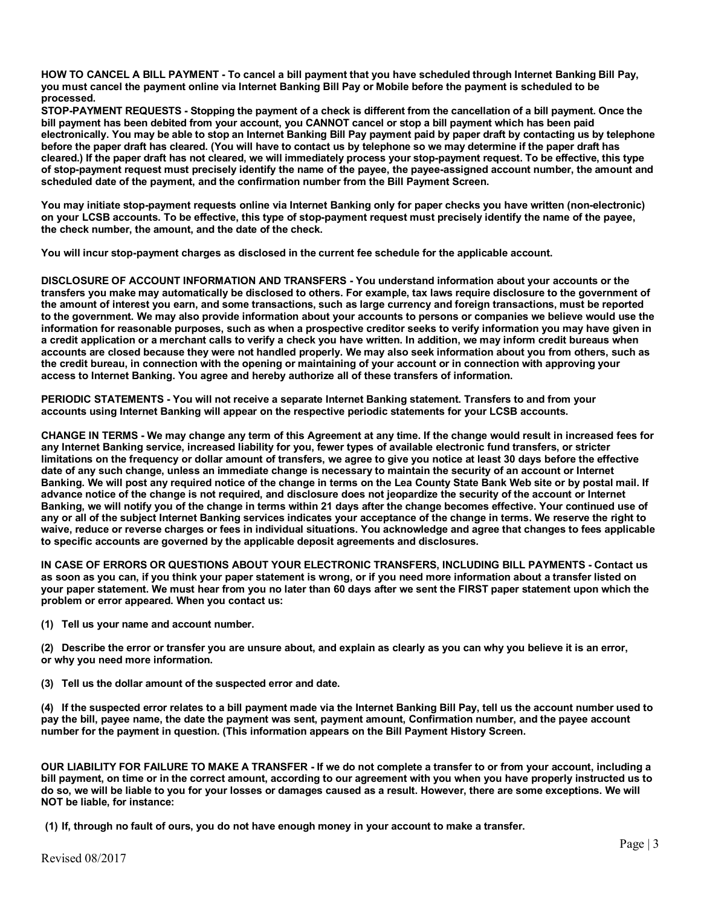**HOW TO CANCEL A BILL PAYMENT - To cancel a bill payment that you have scheduled through Internet Banking Bill Pay, you must cancel the payment online via Internet Banking Bill Pay or Mobile before the payment is scheduled to be processed.**

**STOP-PAYMENT REQUESTS - Stopping the payment of a check is different from the cancellation of a bill payment. Once the bill payment has been debited from your account, you CANNOT cancel or stop a bill payment which has been paid electronically. You may be able to stop an Internet Banking Bill Pay payment paid by paper draft by contacting us by telephone before the paper draft has cleared. (You will have to contact us by telephone so we may determine if the paper draft has cleared.) If the paper draft has not cleared, we will immediately process your stop-payment request. To be effective, this type of stop-payment request must precisely identify the name of the payee, the payee-assigned account number, the amount and scheduled date of the payment, and the confirmation number from the Bill Payment Screen.**

**You may initiate stop-payment requests online via Internet Banking only for paper checks you have written (non-electronic) on your LCSB accounts. To be effective, this type of stop-payment request must precisely identify the name of the payee, the check number, the amount, and the date of the check.**

**You will incur stop-payment charges as disclosed in the current fee schedule for the applicable account.**

**DISCLOSURE OF ACCOUNT INFORMATION AND TRANSFERS - You understand information about your accounts or the transfers you make may automatically be disclosed to others. For example, tax laws require disclosure to the government of the amount of interest you earn, and some transactions, such as large currency and foreign transactions, must be reported to the government. We may also provide information about your accounts to persons or companies we believe would use the information for reasonable purposes, such as when a prospective creditor seeks to verify information you may have given in a credit application or a merchant calls to verify a check you have written. In addition, we may inform credit bureaus when accounts are closed because they were not handled properly. We may also seek information about you from others, such as the credit bureau, in connection with the opening or maintaining of your account or in connection with approving your access to Internet Banking. You agree and hereby authorize all of these transfers of information.**

**PERIODIC STATEMENTS - You will not receive a separate Internet Banking statement. Transfers to and from your accounts using Internet Banking will appear on the respective periodic statements for your LCSB accounts.**

**CHANGE IN TERMS - We may change any term of this Agreement at any time. If the change would result in increased fees for any Internet Banking service, increased liability for you, fewer types of available electronic fund transfers, or stricter limitations on the frequency or dollar amount of transfers, we agree to give you notice at least 30 days before the effective date of any such change, unless an immediate change is necessary to maintain the security of an account or Internet Banking. We will post any required notice of the change in terms on the Lea County State Bank Web site or by postal mail. If advance notice of the change is not required, and disclosure does not jeopardize the security of the account or Internet Banking, we will notify you of the change in terms within 21 days after the change becomes effective. Your continued use of any or all of the subject Internet Banking services indicates your acceptance of the change in terms. We reserve the right to waive, reduce or reverse charges or fees in individual situations. You acknowledge and agree that changes to fees applicable to specific accounts are governed by the applicable deposit agreements and disclosures.**

**IN CASE OF ERRORS OR QUESTIONS ABOUT YOUR ELECTRONIC TRANSFERS, INCLUDING BILL PAYMENTS - Contact us as soon as you can, if you think your paper statement is wrong, or if you need more information about a transfer listed on your paper statement. We must hear from you no later than 60 days after we sent the FIRST paper statement upon which the problem or error appeared. When you contact us:**

**(1) Tell us your name and account number.**

**(2) Describe the error or transfer you are unsure about, and explain as clearly as you can why you believe it is an error, or why you need more information.**

**(3) Tell us the dollar amount of the suspected error and date.**

**(4) If the suspected error relates to a bill payment made via the Internet Banking Bill Pay, tell us the account number used to pay the bill, payee name, the date the payment was sent, payment amount, Confirmation number, and the payee account number for the payment in question. (This information appears on the Bill Payment History Screen.**

**OUR LIABILITY FOR FAILURE TO MAKE A TRANSFER - If we do not complete a transfer to or from your account, including a bill payment, on time or in the correct amount, according to our agreement with you when you have properly instructed us to do so, we will be liable to you for your losses or damages caused as a result. However, there are some exceptions. We will NOT be liable, for instance:**

**(1) If, through no fault of ours, you do not have enough money in your account to make a transfer.**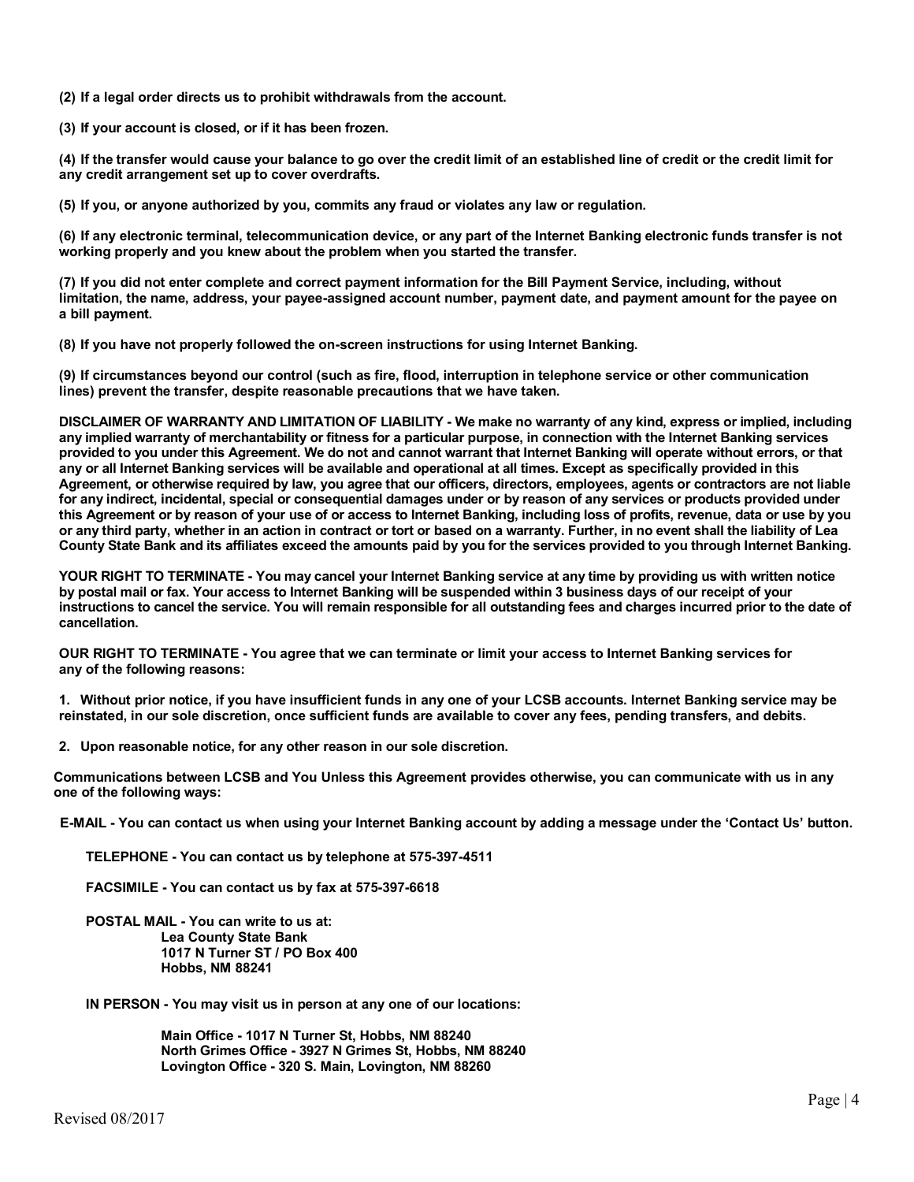**(2) If a legal order directs us to prohibit withdrawals from the account.**

**(3) If your account is closed, or if it has been frozen.**

**(4) If the transfer would cause your balance to go over the credit limit of an established line of credit or the credit limit for any credit arrangement set up to cover overdrafts.**

**(5) If you, or anyone authorized by you, commits any fraud or violates any law or regulation.**

**(6) If any electronic terminal, telecommunication device, or any part of the Internet Banking electronic funds transfer is not working properly and you knew about the problem when you started the transfer.**

**(7) If you did not enter complete and correct payment information for the Bill Payment Service, including, without limitation, the name, address, your payee-assigned account number, payment date, and payment amount for the payee on a bill payment.**

**(8) If you have not properly followed the on-screen instructions for using Internet Banking.**

**(9) If circumstances beyond our control (such as fire, flood, interruption in telephone service or other communication lines) prevent the transfer, despite reasonable precautions that we have taken.**

**DISCLAIMER OF WARRANTY AND LIMITATION OF LIABILITY - We make no warranty of any kind, express or implied, including any implied warranty of merchantability or fitness for a particular purpose, in connection with the Internet Banking services provided to you under this Agreement. We do not and cannot warrant that Internet Banking will operate without errors, or that any or all Internet Banking services will be available and operational at all times. Except as specifically provided in this Agreement, or otherwise required by law, you agree that our officers, directors, employees, agents or contractors are not liable for any indirect, incidental, special or consequential damages under or by reason of any services or products provided under this Agreement or by reason of your use of or access to Internet Banking, including loss of profits, revenue, data or use by you or any third party, whether in an action in contract or tort or based on a warranty. Further, in no event shall the liability of Lea County State Bank and its affiliates exceed the amounts paid by you for the services provided to you through Internet Banking.**

**YOUR RIGHT TO TERMINATE - You may cancel your Internet Banking service at any time by providing us with written notice by postal mail or fax. Your access to Internet Banking will be suspended within 3 business days of our receipt of your instructions to cancel the service. You will remain responsible for all outstanding fees and charges incurred prior to the date of cancellation.**

**OUR RIGHT TO TERMINATE - You agree that we can terminate or limit your access to Internet Banking services for any of the following reasons:**

**1. Without prior notice, if you have insufficient funds in any one of your LCSB accounts. Internet Banking service may be reinstated, in our sole discretion, once sufficient funds are available to cover any fees, pending transfers, and debits.**

**2. Upon reasonable notice, for any other reason in our sole discretion.**

**Communications between LCSB and You Unless this Agreement provides otherwise, you can communicate with us in any one of the following ways:**

**E-MAIL - You can contact us when using your Internet Banking account by adding a message under the 'Contact Us' button.**

**TELEPHONE - You can contact us by telephone at 575-397-4511**

**FACSIMILE - You can contact us by fax at 575-397-6618**

**POSTAL MAIL - You can write to us at:**
**Lea County State Bank**
**1017 N Turner ST / PO Box 400**
**Hobbs, NM 88241**

**IN PERSON - You may visit us in person at any one of our locations:**

**Main Office - 1017 N Turner St, Hobbs, NM 88240**
**North Grimes Office - 3927 N Grimes St, Hobbs, NM 88240**
**Lovington Office - 320 S. Main, Lovington, NM 88260**

Revised 08/2017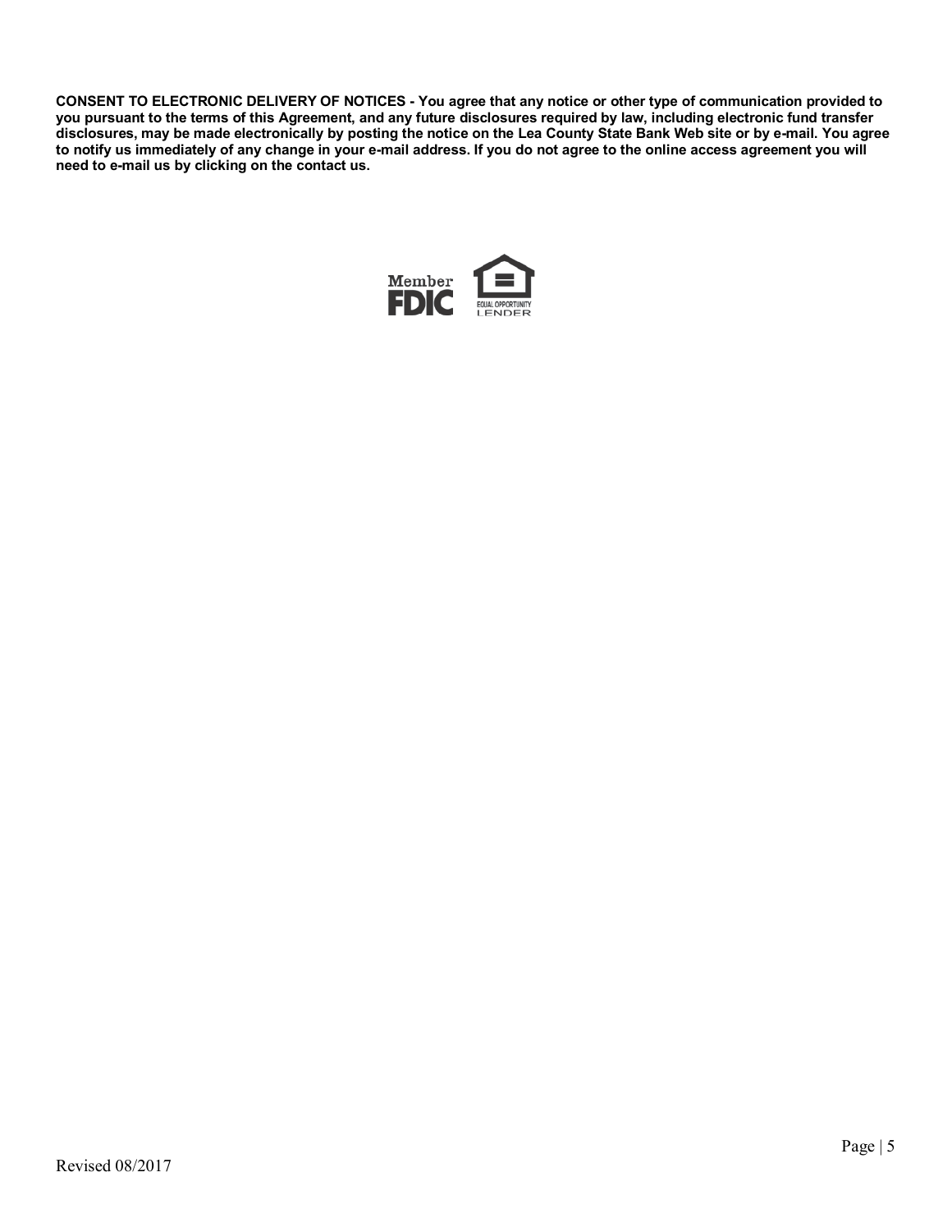**CONSENT TO ELECTRONIC DELIVERY OF NOTICES - You agree that any notice or other type of communication provided to you pursuant to the terms of this Agreement, and any future disclosures required by law, including electronic fund transfer disclosures, may be made electronically by posting the notice on the Lea County State Bank Web site or by e-mail. You agree to notify us immediately of any change in your e-mail address. If you do not agree to the online access agreement you will need to e-mail us by clicking on the contact us.**

Member FDIC

EQUAL OPPORTUNITY LENDER

Revised 08/2017